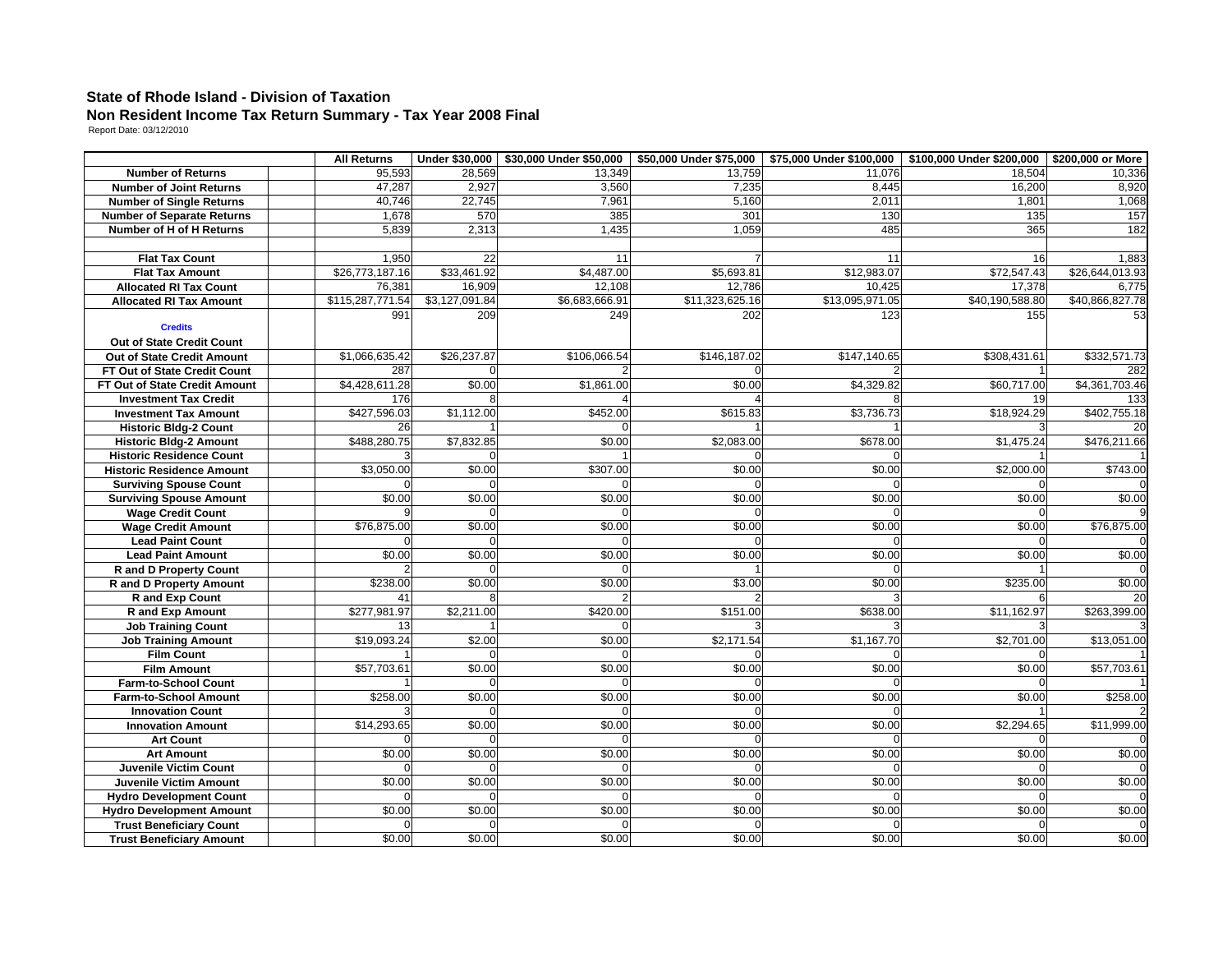### State of Rhode Island - Division of Taxation
### Non Resident Income Tax Return Summary - Tax Year 2008 Final

Report Date: 03/12/2010

| | All Returns | Under $30,000 | $30,000 Under $50,000 | $50,000 Under $75,000 | $75,000 Under $100,000 | $100,000 Under $200,000 | $200,000 or More |
|---|---|---|---|---|---|---|---|
| **Number of Returns** | 95,593 | 28,569 | 13,349 | 13,759 | 11,076 | 18,504 | 10,336 |
| **Number of Joint Returns** | 47,287 | 2,927 | 3,560 | 7,235 | 8,445 | 16,200 | 8,920 |
| **Number of Single Returns** | 40,746 | 22,745 | 7,961 | 5,160 | 2,011 | 1,801 | 1,068 |
| **Number of Separate Returns** | 1,678 | 570 | 385 | 301 | 130 | 135 | 157 |
| **Number of H of H Returns** | 5,839 | 2,313 | 1,435 | 1,059 | 485 | 365 | 182 |
| | | | | | | | |
| **Flat Tax Count** | 1,950 | 22 | 11 | 7 | 11 | 16 | 1,883 |
| **Flat Tax Amount** | $26,773,187.16 | $33,461.92 | $4,487.00 | $5,693.81 | $12,983.07 | $72,547.43 | $26,644,013.93 |
| **Allocated RI Tax Count** | 76,381 | 16,909 | 12,108 | 12,786 | 10,425 | 17,378 | 6,775 |
| **Allocated RI Tax Amount** | $115,287,771.54 | $3,127,091.84 | $6,683,666.91 | $11,323,625.16 | $13,095,971.05 | $40,190,588.80 | $40,866,827.78 |
| **Credits** | | | | | | | |
| **Out of State Credit Count** | 991 | 209 | 249 | 202 | 123 | 155 | 53 |
| **Out of State Credit Amount** | $1,066,635.42 | $26,237.87 | $106,066.54 | $146,187.02 | $147,140.65 | $308,431.61 | $332,571.73 |
| **FT Out of State Credit Count** | 287 | 0 | 2 | 0 | 2 | 1 | 282 |
| **FT Out of State Credit Amount** | $4,428,611.28 | $0.00 | $1,861.00 | $0.00 | $4,329.82 | $60,717.00 | $4,361,703.46 |
| **Investment Tax Credit** | 176 | 8 | 4 | 4 | 8 | 19 | 133 |
| **Investment Tax Amount** | $427,596.03 | $1,112.00 | $452.00 | $615.83 | $3,736.73 | $18,924.29 | $402,755.18 |
| **Historic Bldg-2 Count** | 26 | 1 | 0 | 1 | 1 | 3 | 20 |
| **Historic Bldg-2 Amount** | $488,280.75 | $7,832.85 | $0.00 | $2,083.00 | $678.00 | $1,475.24 | $476,211.66 |
| **Historic Residence Count** | 3 | 0 | 1 | 0 | 0 | 1 | 1 |
| **Historic Residence Amount** | $3,050.00 | $0.00 | $307.00 | $0.00 | $0.00 | $2,000.00 | $743.00 |
| **Surviving Spouse Count** | 0 | 0 | 0 | 0 | 0 | 0 | 0 |
| **Surviving Spouse Amount** | $0.00 | $0.00 | $0.00 | $0.00 | $0.00 | $0.00 | $0.00 |
| **Wage Credit Count** | 9 | 0 | 0 | 0 | 0 | 0 | 9 |
| **Wage Credit Amount** | $76,875.00 | $0.00 | $0.00 | $0.00 | $0.00 | $0.00 | $76,875.00 |
| **Lead Paint Count** | 0 | 0 | 0 | 0 | 0 | 0 | 0 |
| **Lead Paint Amount** | $0.00 | $0.00 | $0.00 | $0.00 | $0.00 | $0.00 | $0.00 |
| **R and D Property Count** | 2 | 0 | 0 | 1 | 0 | 1 | 0 |
| **R and D Property Amount** | $238.00 | $0.00 | $0.00 | $3.00 | $0.00 | $235.00 | $0.00 |
| **R and Exp Count** | 41 | 8 | 2 | 2 | 3 | 6 | 20 |
| **R and Exp Amount** | $277,981.97 | $2,211.00 | $420.00 | $151.00 | $638.00 | $11,162.97 | $263,399.00 |
| **Job Training Count** | 13 | 1 | 0 | 3 | 3 | 3 | 3 |
| **Job Training Amount** | $19,093.24 | $2.00 | $0.00 | $2,171.54 | $1,167.70 | $2,701.00 | $13,051.00 |
| **Film Count** | 1 | 0 | 0 | 0 | 0 | 0 | 1 |
| **Film Amount** | $57,703.61 | $0.00 | $0.00 | $0.00 | $0.00 | $0.00 | $57,703.61 |
| **Farm-to-School Count** | 1 | 0 | 0 | 0 | 0 | 0 | 1 |
| **Farm-to-School Amount** | $258.00 | $0.00 | $0.00 | $0.00 | $0.00 | $0.00 | $258.00 |
| **Innovation Count** | 3 | 0 | 0 | 0 | 0 | 1 | 2 |
| **Innovation Amount** | $14,293.65 | $0.00 | $0.00 | $0.00 | $0.00 | $2,294.65 | $11,999.00 |
| **Art Count** | 0 | 0 | 0 | 0 | 0 | 0 | 0 |
| **Art Amount** | $0.00 | $0.00 | $0.00 | $0.00 | $0.00 | $0.00 | $0.00 |
| **Juvenile Victim Count** | 0 | 0 | 0 | 0 | 0 | 0 | 0 |
| **Juvenile Victim Amount** | $0.00 | $0.00 | $0.00 | $0.00 | $0.00 | $0.00 | $0.00 |
| **Hydro Development Count** | 0 | 0 | 0 | 0 | 0 | 0 | 0 |
| **Hydro Development Amount** | $0.00 | $0.00 | $0.00 | $0.00 | $0.00 | $0.00 | $0.00 |
| **Trust Beneficiary Count** | 0 | 0 | 0 | 0 | 0 | 0 | 0 |
| **Trust Beneficiary Amount** | $0.00 | $0.00 | $0.00 | $0.00 | $0.00 | $0.00 | $0.00 |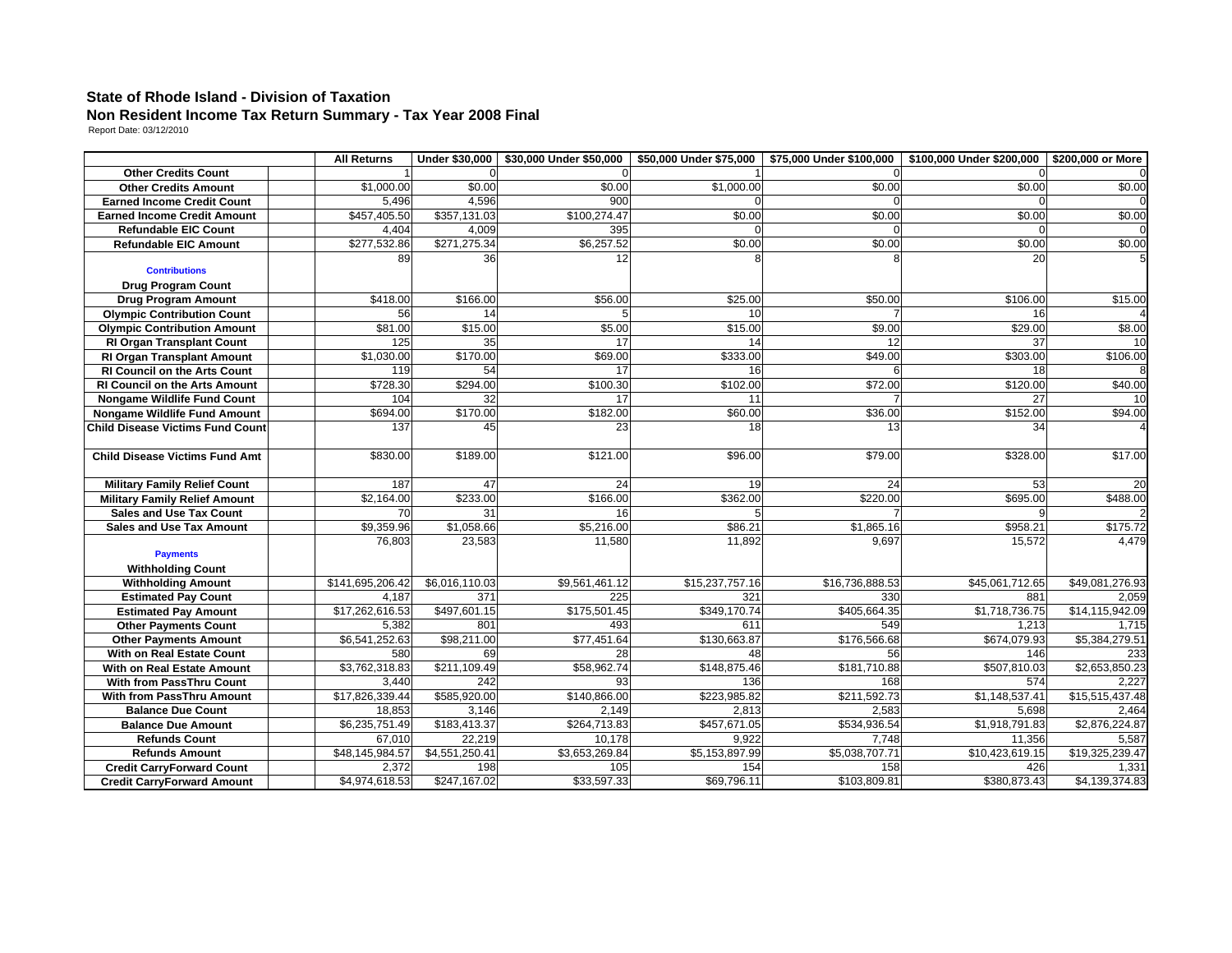### State of Rhode Island - Division of Taxation
### Non Resident Income Tax Return Summary - Tax Year 2008 Final

Report Date: 03/12/2010

| | All Returns | Under $30,000 | $30,000 Under $50,000 | $50,000 Under $75,000 | $75,000 Under $100,000 | $100,000 Under $200,000 | $200,000 or More |
|---|---|---|---|---|---|---|---|
| **Other Credits Count** | 1 | 0 | 0 | 1 | 0 | 0 | 0 |
| **Other Credits Amount** | $1,000.00 | $0.00 | $0.00 | $1,000.00 | $0.00 | $0.00 | $0.00 |
| **Earned Income Credit Count** | 5,496 | 4,596 | 900 | 0 | 0 | 0 | 0 |
| **Earned Income Credit Amount** | $457,405.50 | $357,131.03 | $100,274.47 | $0.00 | $0.00 | $0.00 | $0.00 |
| **Refundable EIC Count** | 4,404 | 4,009 | 395 | 0 | 0 | 0 | 0 |
| **Refundable EIC Amount** | $277,532.86 | $271,275.34 | $6,257.52 | $0.00 | $0.00 | $0.00 | $0.00 |
| **Contributions** | | | | | | | |
| **Drug Program Count** | 89 | 36 | 12 | 8 | 8 | 20 | 5 |
| **Drug Program Amount** | $418.00 | $166.00 | $56.00 | $25.00 | $50.00 | $106.00 | $15.00 |
| **Olympic Contribution Count** | 56 | 14 | 5 | 10 | 7 | 16 | 4 |
| **Olympic Contribution Amount** | $81.00 | $15.00 | $5.00 | $15.00 | $9.00 | $29.00 | $8.00 |
| **RI Organ Transplant Count** | 125 | 35 | 17 | 14 | 12 | 37 | 10 |
| **RI Organ Transplant Amount** | $1,030.00 | $170.00 | $69.00 | $333.00 | $49.00 | $303.00 | $106.00 |
| **RI Council on the Arts Count** | 119 | 54 | 17 | 16 | 6 | 18 | 8 |
| **RI Council on the Arts Amount** | $728.30 | $294.00 | $100.30 | $102.00 | $72.00 | $120.00 | $40.00 |
| **Nongame Wildlife Fund Count** | 104 | 32 | 17 | 11 | 7 | 27 | 10 |
| **Nongame Wildlife Fund Amount** | $694.00 | $170.00 | $182.00 | $60.00 | $36.00 | $152.00 | $94.00 |
| **Child Disease Victims Fund Count** | 137 | 45 | 23 | 18 | 13 | 34 | 4 |
| **Child Disease Victims Fund Amt** | $830.00 | $189.00 | $121.00 | $96.00 | $79.00 | $328.00 | $17.00 |
| **Military Family Relief Count** | 187 | 47 | 24 | 19 | 24 | 53 | 20 |
| **Military Family Relief Amount** | $2,164.00 | $233.00 | $166.00 | $362.00 | $220.00 | $695.00 | $488.00 |
| **Sales and Use Tax Count** | 70 | 31 | 16 | 5 | 7 | 9 | 2 |
| **Sales and Use Tax Amount** | $9,359.96 | $1,058.66 | $5,216.00 | $86.21 | $1,865.16 | $958.21 | $175.72 |
| **Payments** | | | | | | | |
| **Withholding Count** | 76,803 | 23,583 | 11,580 | 11,892 | 9,697 | 15,572 | 4,479 |
| **Withholding Amount** | $141,695,206.42 | $6,016,110.03 | $9,561,461.12 | $15,237,757.16 | $16,736,888.53 | $45,061,712.65 | $49,081,276.93 |
| **Estimated Pay Count** | 4,187 | 371 | 225 | 321 | 330 | 881 | 2,059 |
| **Estimated Pay Amount** | $17,262,616.53 | $497,601.15 | $175,501.45 | $349,170.74 | $405,664.35 | $1,718,736.75 | $14,115,942.09 |
| **Other Payments Count** | 5,382 | 801 | 493 | 611 | 549 | 1,213 | 1,715 |
| **Other Payments Amount** | $6,541,252.63 | $98,211.00 | $77,451.64 | $130,663.87 | $176,566.68 | $674,079.93 | $5,384,279.51 |
| **With on Real Estate Count** | 580 | 69 | 28 | 48 | 56 | 146 | 233 |
| **With on Real Estate Amount** | $3,762,318.83 | $211,109.49 | $58,962.74 | $148,875.46 | $181,710.88 | $507,810.03 | $2,653,850.23 |
| **With from PassThru Count** | 3,440 | 242 | 93 | 136 | 168 | 574 | 2,227 |
| **With from PassThru Amount** | $17,826,339.44 | $585,920.00 | $140,866.00 | $223,985.82 | $211,592.73 | $1,148,537.41 | $15,515,437.48 |
| **Balance Due Count** | 18,853 | 3,146 | 2,149 | 2,813 | 2,583 | 5,698 | 2,464 |
| **Balance Due Amount** | $6,235,751.49 | $183,413.37 | $264,713.83 | $457,671.05 | $534,936.54 | $1,918,791.83 | $2,876,224.87 |
| **Refunds Count** | 67,010 | 22,219 | 10,178 | 9,922 | 7,748 | 11,356 | 5,587 |
| **Refunds Amount** | $48,145,984.57 | $4,551,250.41 | $3,653,269.84 | $5,153,897.99 | $5,038,707.71 | $10,423,619.15 | $19,325,239.47 |
| **Credit CarryForward Count** | 2,372 | 198 | 105 | 154 | 158 | 426 | 1,331 |
| **Credit CarryForward Amount** | $4,974,618.53 | $247,167.02 | $33,597.33 | $69,796.11 | $103,809.81 | $380,873.43 | $4,139,374.83 |